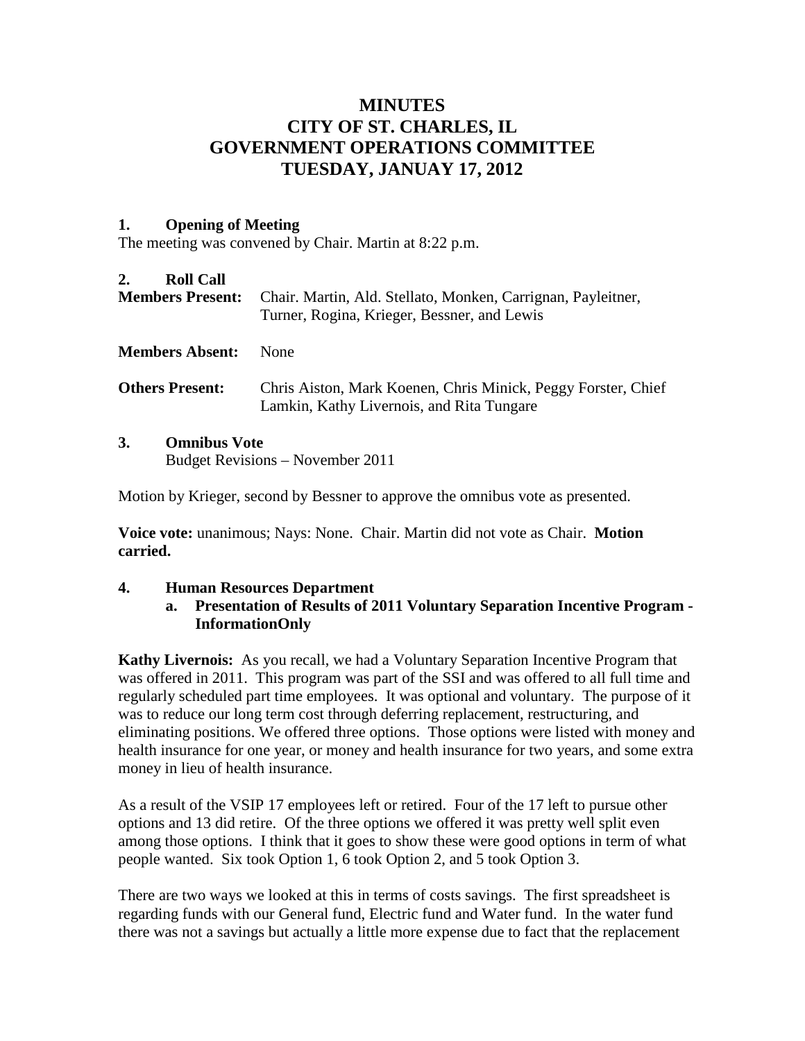# MINUTES
# CITY OF ST. CHARLES, IL
# GOVERNMENT OPERATIONS COMMITTEE
# TUESDAY, JANUAY 17, 2012

## 1. Opening of Meeting

The meeting was convened by Chair. Martin at 8:22 p.m.

## 2. Roll Call

**Members Present:** Chair. Martin, Ald. Stellato, Monken, Carrignan, Payleitner, Turner, Rogina, Krieger, Bessner, and Lewis

**Members Absent:** None

**Others Present:** Chris Aiston, Mark Koenen, Chris Minick, Peggy Forster, Chief Lamkin, Kathy Livernois, and Rita Tungare

## 3. Omnibus Vote

Budget Revisions – November 2011

Motion by Krieger, second by Bessner to approve the omnibus vote as presented.

**Voice vote:** unanimous; Nays: None. Chair. Martin did not vote as Chair. **Motion carried.**

## 4. Human Resources Department

### a. Presentation of Results of 2011 Voluntary Separation Incentive Program - InformationOnly

**Kathy Livernois:** As you recall, we had a Voluntary Separation Incentive Program that was offered in 2011. This program was part of the SSI and was offered to all full time and regularly scheduled part time employees. It was optional and voluntary. The purpose of it was to reduce our long term cost through deferring replacement, restructuring, and eliminating positions. We offered three options. Those options were listed with money and health insurance for one year, or money and health insurance for two years, and some extra money in lieu of health insurance.

As a result of the VSIP 17 employees left or retired. Four of the 17 left to pursue other options and 13 did retire. Of the three options we offered it was pretty well split even among those options. I think that it goes to show these were good options in term of what people wanted. Six took Option 1, 6 took Option 2, and 5 took Option 3.

There are two ways we looked at this in terms of costs savings. The first spreadsheet is regarding funds with our General fund, Electric fund and Water fund. In the water fund there was not a savings but actually a little more expense due to fact that the replacement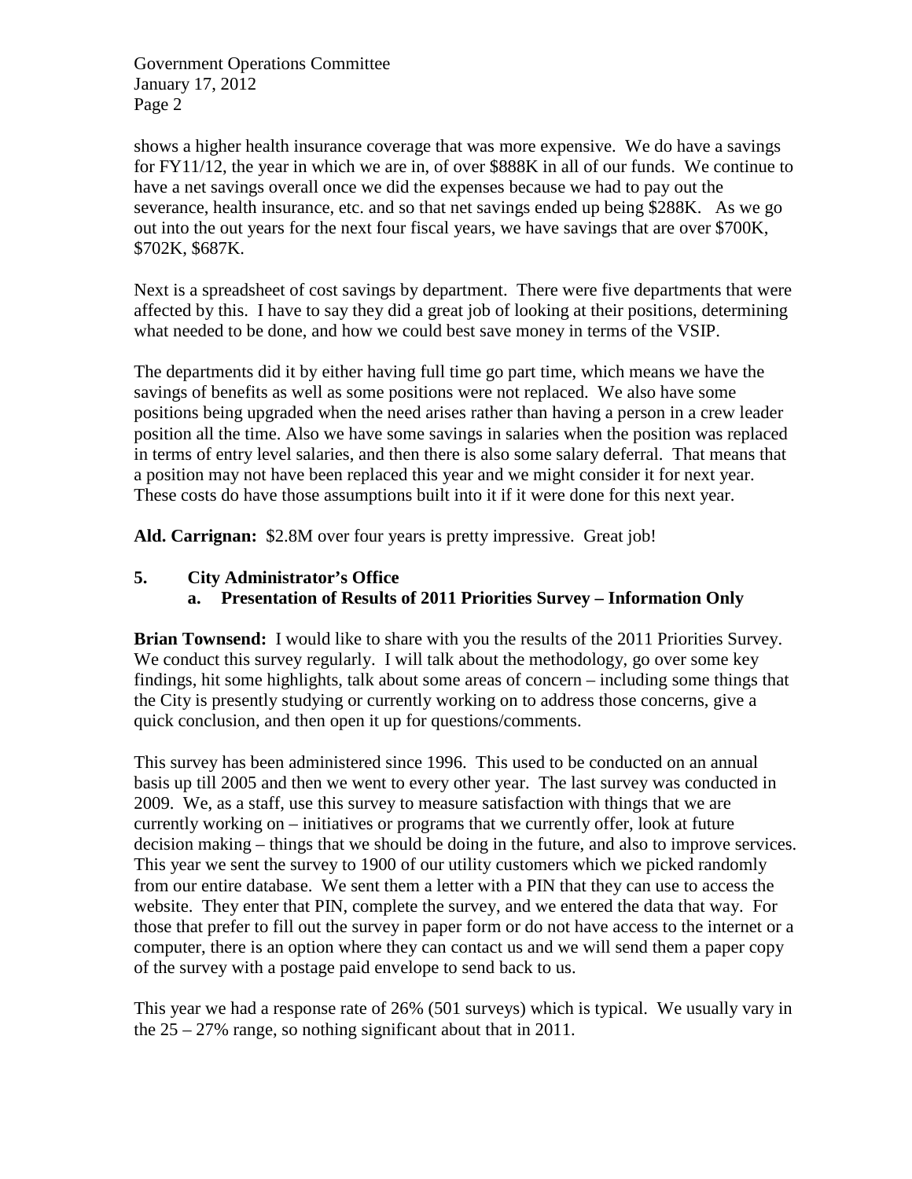shows a higher health insurance coverage that was more expensive. We do have a savings for FY11/12, the year in which we are in, of over $888K in all of our funds. We continue to have a net savings overall once we did the expenses because we had to pay out the severance, health insurance, etc. and so that net savings ended up being $288K. As we go out into the out years for the next four fiscal years, we have savings that are over $700K, $702K, $687K.

Next is a spreadsheet of cost savings by department. There were five departments that were affected by this. I have to say they did a great job of looking at their positions, determining what needed to be done, and how we could best save money in terms of the VSIP.

The departments did it by either having full time go part time, which means we have the savings of benefits as well as some positions were not replaced. We also have some positions being upgraded when the need arises rather than having a person in a crew leader position all the time. Also we have some savings in salaries when the position was replaced in terms of entry level salaries, and then there is also some salary deferral. That means that a position may not have been replaced this year and we might consider it for next year. These costs do have those assumptions built into it if it were done for this next year.

**Ald. Carrignan:** $2.8M over four years is pretty impressive. Great job!

**5. City Administrator's Office**

**a. Presentation of Results of 2011 Priorities Survey – Information Only**

**Brian Townsend:** I would like to share with you the results of the 2011 Priorities Survey. We conduct this survey regularly. I will talk about the methodology, go over some key findings, hit some highlights, talk about some areas of concern – including some things that the City is presently studying or currently working on to address those concerns, give a quick conclusion, and then open it up for questions/comments.

This survey has been administered since 1996. This used to be conducted on an annual basis up till 2005 and then we went to every other year. The last survey was conducted in 2009. We, as a staff, use this survey to measure satisfaction with things that we are currently working on – initiatives or programs that we currently offer, look at future decision making – things that we should be doing in the future, and also to improve services. This year we sent the survey to 1900 of our utility customers which we picked randomly from our entire database. We sent them a letter with a PIN that they can use to access the website. They enter that PIN, complete the survey, and we entered the data that way. For those that prefer to fill out the survey in paper form or do not have access to the internet or a computer, there is an option where they can contact us and we will send them a paper copy of the survey with a postage paid envelope to send back to us.

This year we had a response rate of 26% (501 surveys) which is typical. We usually vary in the 25 – 27% range, so nothing significant about that in 2011.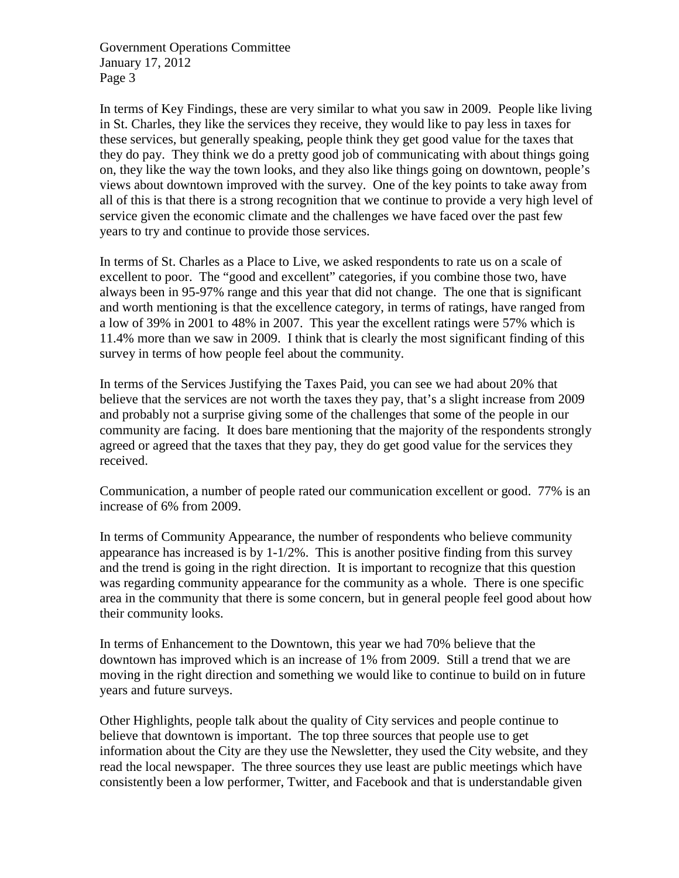In terms of Key Findings, these are very similar to what you saw in 2009. People like living in St. Charles, they like the services they receive, they would like to pay less in taxes for these services, but generally speaking, people think they get good value for the taxes that they do pay. They think we do a pretty good job of communicating with about things going on, they like the way the town looks, and they also like things going on downtown, people's views about downtown improved with the survey. One of the key points to take away from all of this is that there is a strong recognition that we continue to provide a very high level of service given the economic climate and the challenges we have faced over the past few years to try and continue to provide those services.

In terms of St. Charles as a Place to Live, we asked respondents to rate us on a scale of excellent to poor. The "good and excellent" categories, if you combine those two, have always been in 95-97% range and this year that did not change. The one that is significant and worth mentioning is that the excellence category, in terms of ratings, have ranged from a low of 39% in 2001 to 48% in 2007. This year the excellent ratings were 57% which is 11.4% more than we saw in 2009. I think that is clearly the most significant finding of this survey in terms of how people feel about the community.

In terms of the Services Justifying the Taxes Paid, you can see we had about 20% that believe that the services are not worth the taxes they pay, that's a slight increase from 2009 and probably not a surprise giving some of the challenges that some of the people in our community are facing. It does bare mentioning that the majority of the respondents strongly agreed or agreed that the taxes that they pay, they do get good value for the services they received.

Communication, a number of people rated our communication excellent or good. 77% is an increase of 6% from 2009.

In terms of Community Appearance, the number of respondents who believe community appearance has increased is by 1-1/2%. This is another positive finding from this survey and the trend is going in the right direction. It is important to recognize that this question was regarding community appearance for the community as a whole. There is one specific area in the community that there is some concern, but in general people feel good about how their community looks.

In terms of Enhancement to the Downtown, this year we had 70% believe that the downtown has improved which is an increase of 1% from 2009. Still a trend that we are moving in the right direction and something we would like to continue to build on in future years and future surveys.

Other Highlights, people talk about the quality of City services and people continue to believe that downtown is important. The top three sources that people use to get information about the City are they use the Newsletter, they used the City website, and they read the local newspaper. The three sources they use least are public meetings which have consistently been a low performer, Twitter, and Facebook and that is understandable given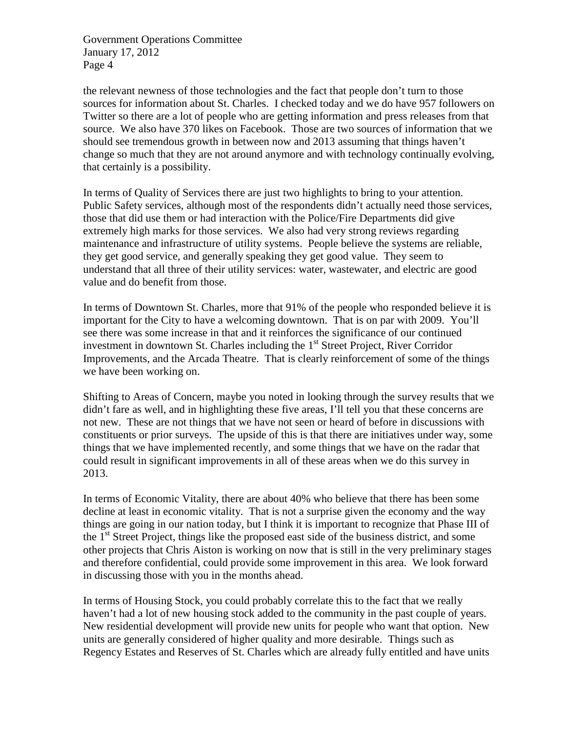the relevant newness of those technologies and the fact that people don't turn to those sources for information about St. Charles. I checked today and we do have 957 followers on Twitter so there are a lot of people who are getting information and press releases from that source. We also have 370 likes on Facebook. Those are two sources of information that we should see tremendous growth in between now and 2013 assuming that things haven't change so much that they are not around anymore and with technology continually evolving, that certainly is a possibility.

In terms of Quality of Services there are just two highlights to bring to your attention. Public Safety services, although most of the respondents didn't actually need those services, those that did use them or had interaction with the Police/Fire Departments did give extremely high marks for those services. We also had very strong reviews regarding maintenance and infrastructure of utility systems. People believe the systems are reliable, they get good service, and generally speaking they get good value. They seem to understand that all three of their utility services: water, wastewater, and electric are good value and do benefit from those.

In terms of Downtown St. Charles, more that 91% of the people who responded believe it is important for the City to have a welcoming downtown. That is on par with 2009. You'll see there was some increase in that and it reinforces the significance of our continued investment in downtown St. Charles including the 1st Street Project, River Corridor Improvements, and the Arcada Theatre. That is clearly reinforcement of some of the things we have been working on.

Shifting to Areas of Concern, maybe you noted in looking through the survey results that we didn't fare as well, and in highlighting these five areas, I'll tell you that these concerns are not new. These are not things that we have not seen or heard of before in discussions with constituents or prior surveys. The upside of this is that there are initiatives under way, some things that we have implemented recently, and some things that we have on the radar that could result in significant improvements in all of these areas when we do this survey in 2013.

In terms of Economic Vitality, there are about 40% who believe that there has been some decline at least in economic vitality. That is not a surprise given the economy and the way things are going in our nation today, but I think it is important to recognize that Phase III of the 1st Street Project, things like the proposed east side of the business district, and some other projects that Chris Aiston is working on now that is still in the very preliminary stages and therefore confidential, could provide some improvement in this area. We look forward in discussing those with you in the months ahead.

In terms of Housing Stock, you could probably correlate this to the fact that we really haven't had a lot of new housing stock added to the community in the past couple of years. New residential development will provide new units for people who want that option. New units are generally considered of higher quality and more desirable. Things such as Regency Estates and Reserves of St. Charles which are already fully entitled and have units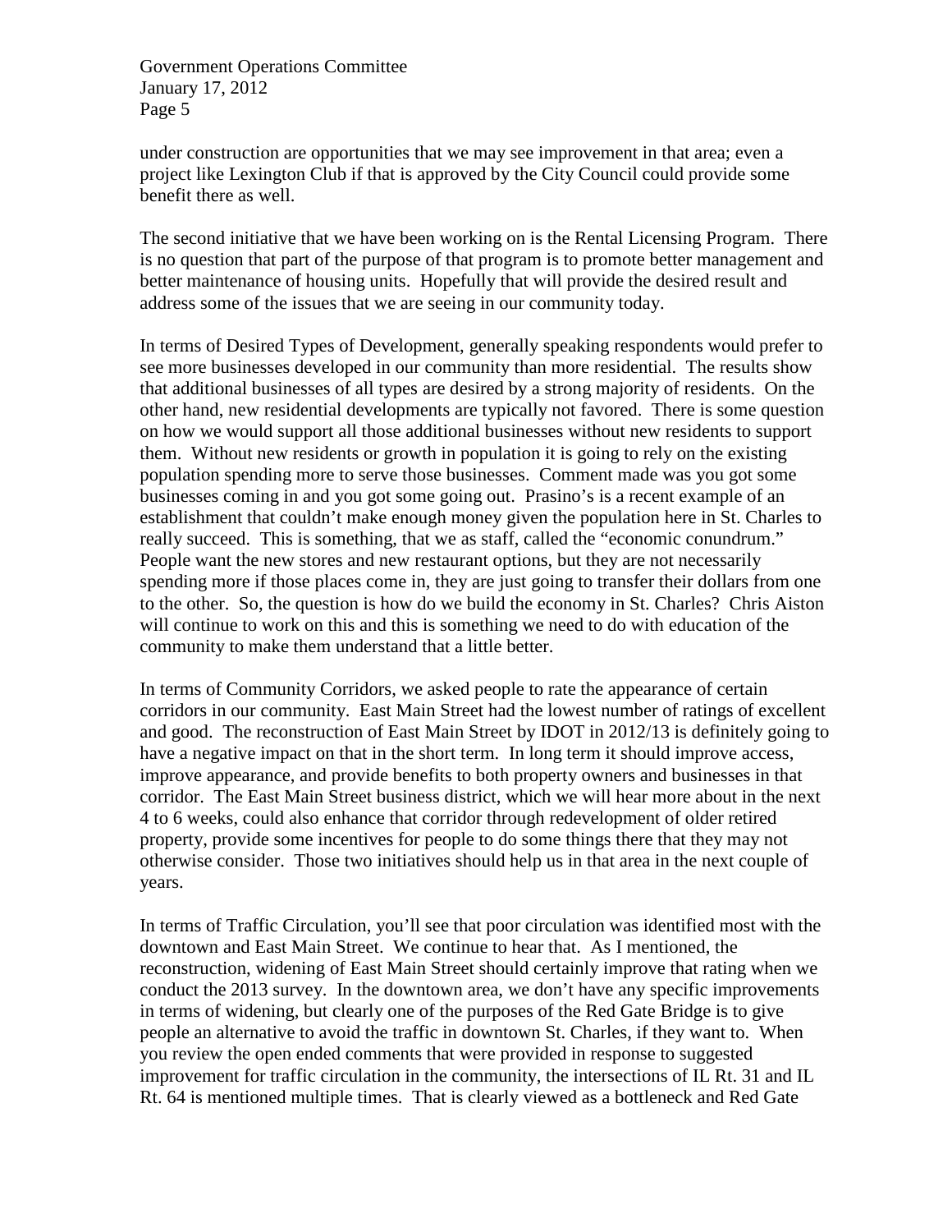under construction are opportunities that we may see improvement in that area; even a project like Lexington Club if that is approved by the City Council could provide some benefit there as well.

The second initiative that we have been working on is the Rental Licensing Program. There is no question that part of the purpose of that program is to promote better management and better maintenance of housing units. Hopefully that will provide the desired result and address some of the issues that we are seeing in our community today.

In terms of Desired Types of Development, generally speaking respondents would prefer to see more businesses developed in our community than more residential. The results show that additional businesses of all types are desired by a strong majority of residents. On the other hand, new residential developments are typically not favored. There is some question on how we would support all those additional businesses without new residents to support them. Without new residents or growth in population it is going to rely on the existing population spending more to serve those businesses. Comment made was you got some businesses coming in and you got some going out. Prasino's is a recent example of an establishment that couldn't make enough money given the population here in St. Charles to really succeed. This is something, that we as staff, called the "economic conundrum." People want the new stores and new restaurant options, but they are not necessarily spending more if those places come in, they are just going to transfer their dollars from one to the other. So, the question is how do we build the economy in St. Charles? Chris Aiston will continue to work on this and this is something we need to do with education of the community to make them understand that a little better.

In terms of Community Corridors, we asked people to rate the appearance of certain corridors in our community. East Main Street had the lowest number of ratings of excellent and good. The reconstruction of East Main Street by IDOT in 2012/13 is definitely going to have a negative impact on that in the short term. In long term it should improve access, improve appearance, and provide benefits to both property owners and businesses in that corridor. The East Main Street business district, which we will hear more about in the next 4 to 6 weeks, could also enhance that corridor through redevelopment of older retired property, provide some incentives for people to do some things there that they may not otherwise consider. Those two initiatives should help us in that area in the next couple of years.

In terms of Traffic Circulation, you'll see that poor circulation was identified most with the downtown and East Main Street. We continue to hear that. As I mentioned, the reconstruction, widening of East Main Street should certainly improve that rating when we conduct the 2013 survey. In the downtown area, we don't have any specific improvements in terms of widening, but clearly one of the purposes of the Red Gate Bridge is to give people an alternative to avoid the traffic in downtown St. Charles, if they want to. When you review the open ended comments that were provided in response to suggested improvement for traffic circulation in the community, the intersections of IL Rt. 31 and IL Rt. 64 is mentioned multiple times. That is clearly viewed as a bottleneck and Red Gate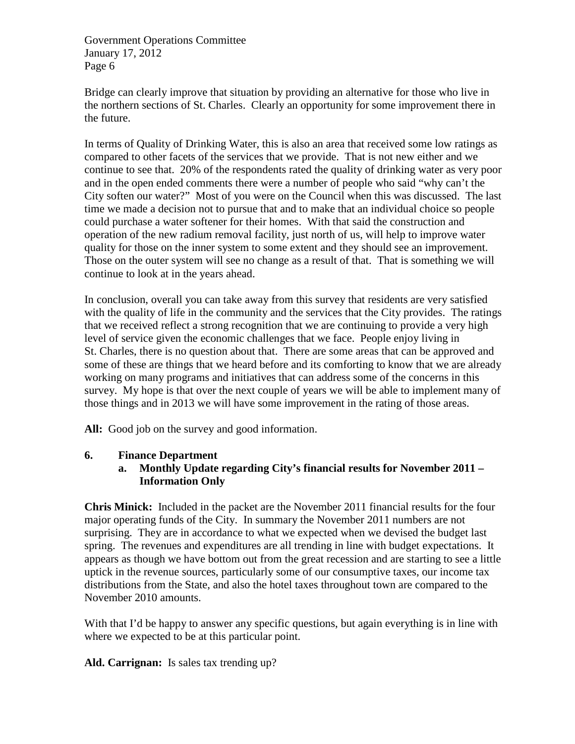Bridge can clearly improve that situation by providing an alternative for those who live in the northern sections of St. Charles. Clearly an opportunity for some improvement there in the future.

In terms of Quality of Drinking Water, this is also an area that received some low ratings as compared to other facets of the services that we provide. That is not new either and we continue to see that. 20% of the respondents rated the quality of drinking water as very poor and in the open ended comments there were a number of people who said "why can't the City soften our water?" Most of you were on the Council when this was discussed. The last time we made a decision not to pursue that and to make that an individual choice so people could purchase a water softener for their homes. With that said the construction and operation of the new radium removal facility, just north of us, will help to improve water quality for those on the inner system to some extent and they should see an improvement. Those on the outer system will see no change as a result of that. That is something we will continue to look at in the years ahead.

In conclusion, overall you can take away from this survey that residents are very satisfied with the quality of life in the community and the services that the City provides. The ratings that we received reflect a strong recognition that we are continuing to provide a very high level of service given the economic challenges that we face. People enjoy living in St. Charles, there is no question about that. There are some areas that can be approved and some of these are things that we heard before and its comforting to know that we are already working on many programs and initiatives that can address some of the concerns in this survey. My hope is that over the next couple of years we will be able to implement many of those things and in 2013 we will have some improvement in the rating of those areas.

**All:** Good job on the survey and good information.

**6. Finance Department**

**a. Monthly Update regarding City's financial results for November 2011 – Information Only**

**Chris Minick:** Included in the packet are the November 2011 financial results for the four major operating funds of the City. In summary the November 2011 numbers are not surprising. They are in accordance to what we expected when we devised the budget last spring. The revenues and expenditures are all trending in line with budget expectations. It appears as though we have bottom out from the great recession and are starting to see a little uptick in the revenue sources, particularly some of our consumptive taxes, our income tax distributions from the State, and also the hotel taxes throughout town are compared to the November 2010 amounts.

With that I'd be happy to answer any specific questions, but again everything is in line with where we expected to be at this particular point.

**Ald. Carrignan:** Is sales tax trending up?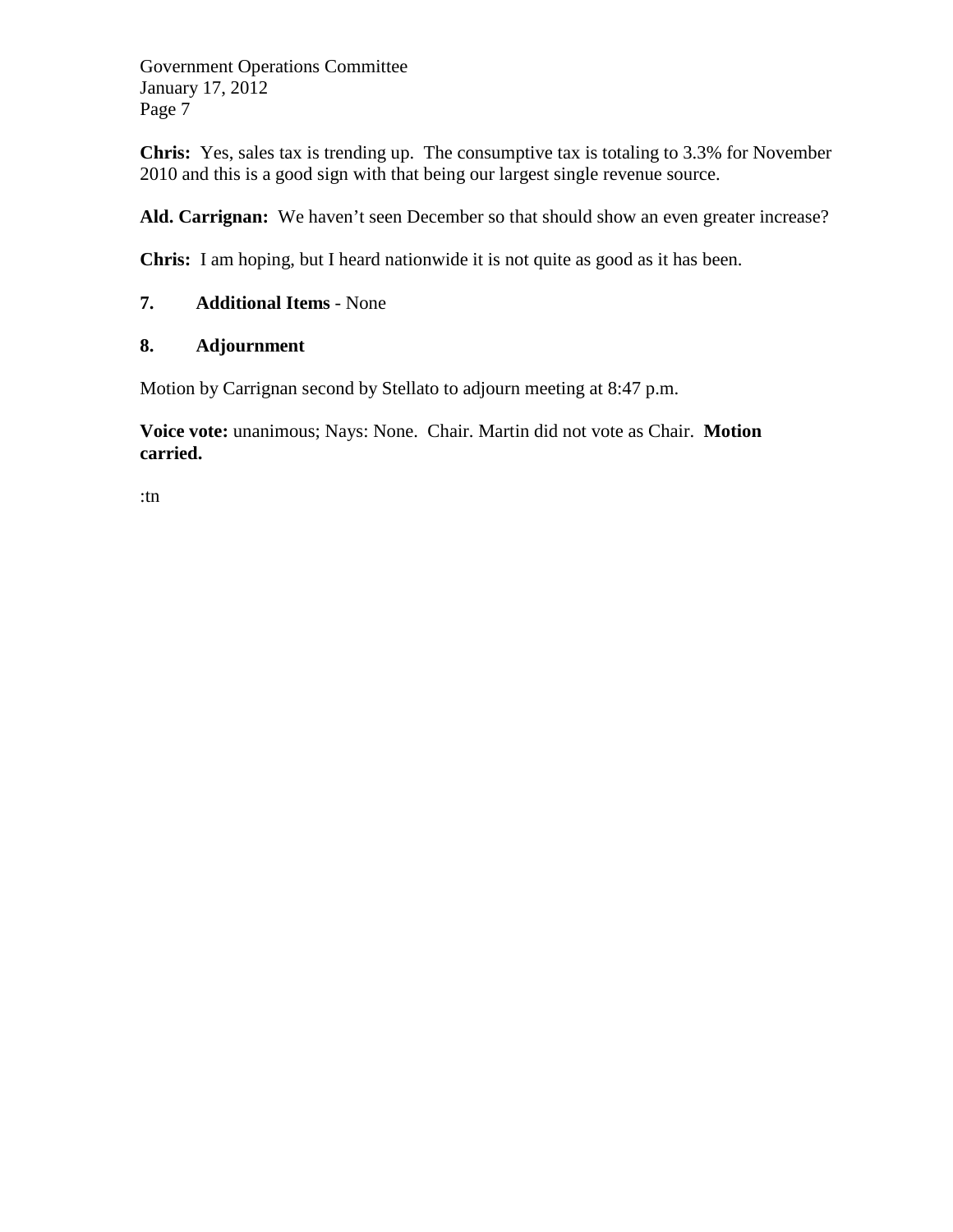**Chris:** Yes, sales tax is trending up. The consumptive tax is totaling to 3.3% for November 2010 and this is a good sign with that being our largest single revenue source.

**Ald. Carrignan:** We haven't seen December so that should show an even greater increase?

**Chris:** I am hoping, but I heard nationwide it is not quite as good as it has been.

**7. Additional Items** - None

**8. Adjournment**

Motion by Carrignan second by Stellato to adjourn meeting at 8:47 p.m.

**Voice vote:** unanimous; Nays: None. Chair. Martin did not vote as Chair. **Motion carried.**

:tn